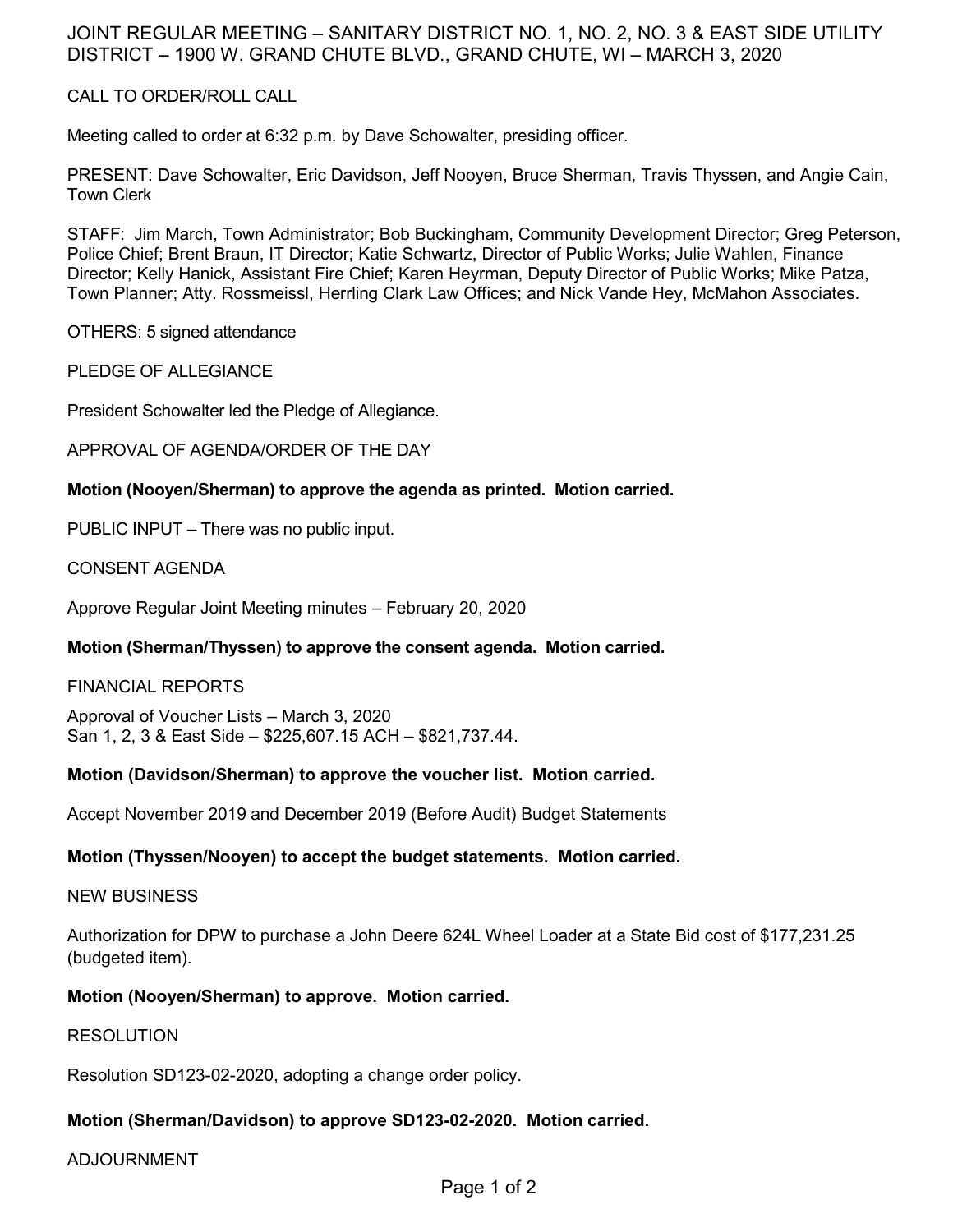# JOINT REGULAR MEETING – SANITARY DISTRICT NO. 1, NO. 2, NO. 3 & EAST SIDE UTILITY DISTRICT – 1900 W. GRAND CHUTE BLVD., GRAND CHUTE, WI – MARCH 3, 2020

## CALL TO ORDER/ROLL CALL

Meeting called to order at 6:32 p.m. by Dave Schowalter, presiding officer.

PRESENT: Dave Schowalter, Eric Davidson, Jeff Nooyen, Bruce Sherman, Travis Thyssen, and Angie Cain, Town Clerk

STAFF: Jim March, Town Administrator; Bob Buckingham, Community Development Director; Greg Peterson, Police Chief; Brent Braun, IT Director; Katie Schwartz, Director of Public Works; Julie Wahlen, Finance Director; Kelly Hanick, Assistant Fire Chief; Karen Heyrman, Deputy Director of Public Works; Mike Patza, Town Planner; Atty. Rossmeissl, Herrling Clark Law Offices; and Nick Vande Hey, McMahon Associates.

OTHERS: 5 signed attendance

## PLEDGE OF ALLEGIANCE

President Schowalter led the Pledge of Allegiance.

## APPROVAL OF AGENDA/ORDER OF THE DAY

**Motion (Nooyen/Sherman) to approve the agenda as printed. Motion carried.**

PUBLIC INPUT – There was no public input.

## CONSENT AGENDA

Approve Regular Joint Meeting minutes – February 20, 2020

**Motion (Sherman/Thyssen) to approve the consent agenda. Motion carried.**

## FINANCIAL REPORTS

Approval of Voucher Lists – March 3, 2020
San 1, 2, 3 & East Side – $225,607.15 ACH – $821,737.44.

**Motion (Davidson/Sherman) to approve the voucher list. Motion carried.**

Accept November 2019 and December 2019 (Before Audit) Budget Statements

**Motion (Thyssen/Nooyen) to accept the budget statements. Motion carried.**

## NEW BUSINESS

Authorization for DPW to purchase a John Deere 624L Wheel Loader at a State Bid cost of $177,231.25 (budgeted item).

**Motion (Nooyen/Sherman) to approve. Motion carried.**

## RESOLUTION

Resolution SD123-02-2020, adopting a change order policy.

**Motion (Sherman/Davidson) to approve SD123-02-2020. Motion carried.**

## ADJOURNMENT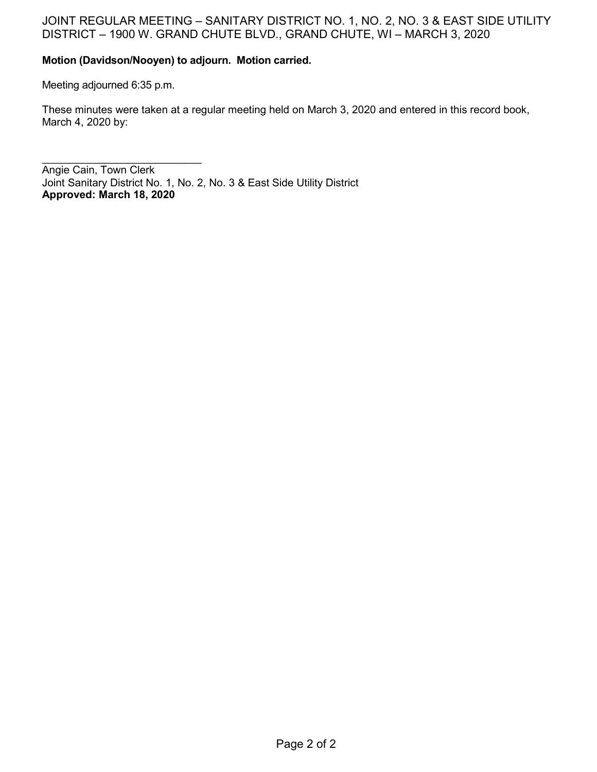**Motion (Davidson/Nooyen) to adjourn. Motion carried.**

Meeting adjourned 6:35 p.m.

These minutes were taken at a regular meeting held on March 3, 2020 and entered in this record book, March 4, 2020 by:

\_\_\_\_\_\_\_\_\_\_\_\_\_\_\_\_\_\_\_\_\_\_\_\_\_\_\_\_

Angie Cain, Town Clerk
Joint Sanitary District No. 1, No. 2, No. 3 & East Side Utility District
**Approved: March 18, 2020**